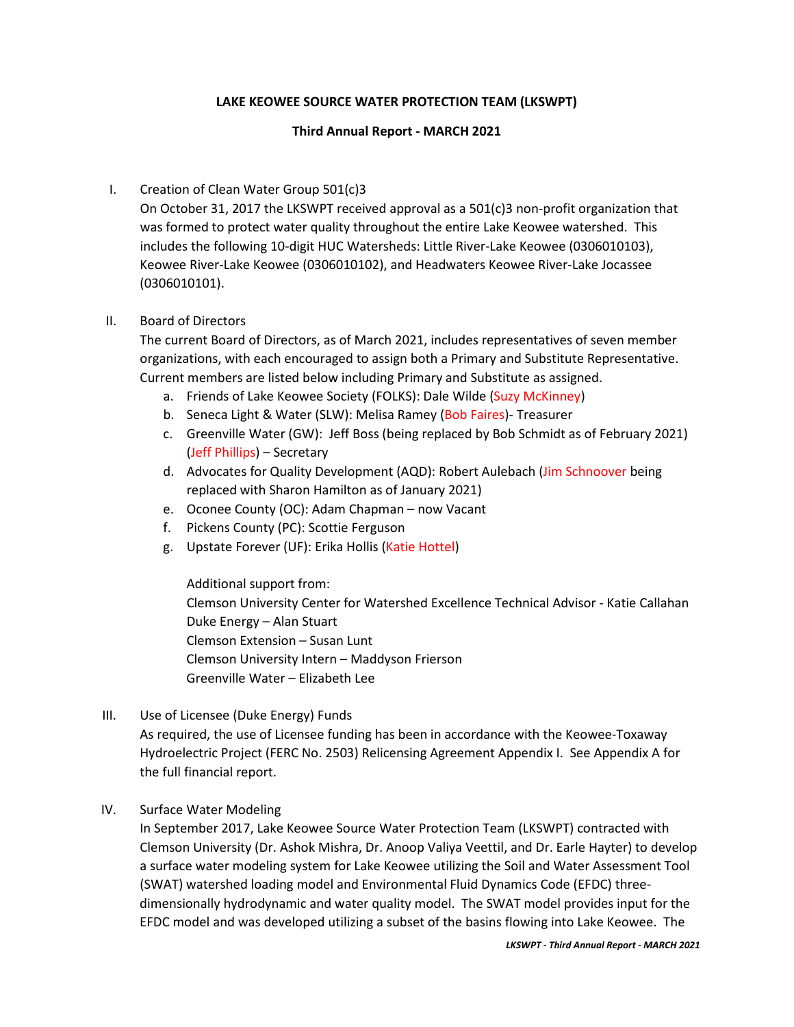**LAKE KEOWEE SOURCE WATER PROTECTION TEAM (LKSWPT)**

**Third Annual Report - MARCH 2021**

I. Creation of Clean Water Group 501(c)3

On October 31, 2017 the LKSWPT received approval as a 501(c)3 non-profit organization that was formed to protect water quality throughout the entire Lake Keowee watershed. This includes the following 10-digit HUC Watersheds: Little River-Lake Keowee (0306010103), Keowee River-Lake Keowee (0306010102), and Headwaters Keowee River-Lake Jocassee (0306010101).

II. Board of Directors

The current Board of Directors, as of March 2021, includes representatives of seven member organizations, with each encouraged to assign both a Primary and Substitute Representative. Current members are listed below including Primary and Substitute as assigned.

a. Friends of Lake Keowee Society (FOLKS): Dale Wilde (Suzy McKinney)
b. Seneca Light & Water (SLW): Melisa Ramey (Bob Faires)- Treasurer
c. Greenville Water (GW): Jeff Boss (being replaced by Bob Schmidt as of February 2021) (Jeff Phillips) – Secretary
d. Advocates for Quality Development (AQD): Robert Aulebach (Jim Schnoover being replaced with Sharon Hamilton as of January 2021)
e. Oconee County (OC): Adam Chapman – now Vacant
f. Pickens County (PC): Scottie Ferguson
g. Upstate Forever (UF): Erika Hollis (Katie Hottel)

Additional support from:
Clemson University Center for Watershed Excellence Technical Advisor - Katie Callahan
Duke Energy – Alan Stuart
Clemson Extension – Susan Lunt
Clemson University Intern – Maddyson Frierson
Greenville Water – Elizabeth Lee

III. Use of Licensee (Duke Energy) Funds

As required, the use of Licensee funding has been in accordance with the Keowee-Toxaway Hydroelectric Project (FERC No. 2503) Relicensing Agreement Appendix I. See Appendix A for the full financial report.

IV. Surface Water Modeling

In September 2017, Lake Keowee Source Water Protection Team (LKSWPT) contracted with Clemson University (Dr. Ashok Mishra, Dr. Anoop Valiya Veettil, and Dr. Earle Hayter) to develop a surface water modeling system for Lake Keowee utilizing the Soil and Water Assessment Tool (SWAT) watershed loading model and Environmental Fluid Dynamics Code (EFDC) three-dimensionally hydrodynamic and water quality model. The SWAT model provides input for the EFDC model and was developed utilizing a subset of the basins flowing into Lake Keowee. The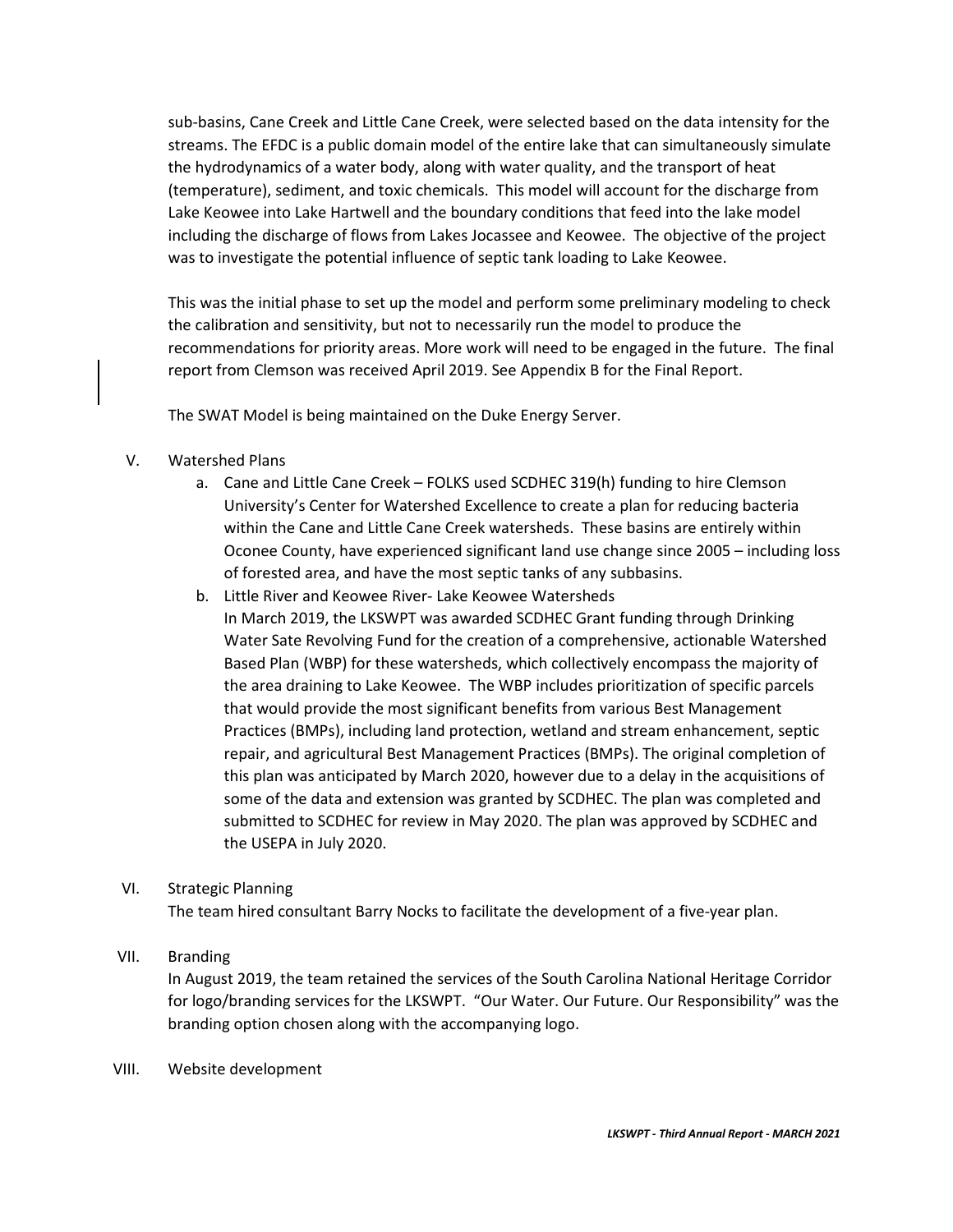sub-basins, Cane Creek and Little Cane Creek, were selected based on the data intensity for the streams. The EFDC is a public domain model of the entire lake that can simultaneously simulate the hydrodynamics of a water body, along with water quality, and the transport of heat (temperature), sediment, and toxic chemicals. This model will account for the discharge from Lake Keowee into Lake Hartwell and the boundary conditions that feed into the lake model including the discharge of flows from Lakes Jocassee and Keowee. The objective of the project was to investigate the potential influence of septic tank loading to Lake Keowee.

This was the initial phase to set up the model and perform some preliminary modeling to check the calibration and sensitivity, but not to necessarily run the model to produce the recommendations for priority areas. More work will need to be engaged in the future. The final report from Clemson was received April 2019. See Appendix B for the Final Report.

The SWAT Model is being maintained on the Duke Energy Server.

V. Watershed Plans

a. Cane and Little Cane Creek – FOLKS used SCDHEC 319(h) funding to hire Clemson University's Center for Watershed Excellence to create a plan for reducing bacteria within the Cane and Little Cane Creek watersheds. These basins are entirely within Oconee County, have experienced significant land use change since 2005 – including loss of forested area, and have the most septic tanks of any subbasins.

b. Little River and Keowee River- Lake Keowee Watersheds
In March 2019, the LKSWPT was awarded SCDHEC Grant funding through Drinking Water Sate Revolving Fund for the creation of a comprehensive, actionable Watershed Based Plan (WBP) for these watersheds, which collectively encompass the majority of the area draining to Lake Keowee. The WBP includes prioritization of specific parcels that would provide the most significant benefits from various Best Management Practices (BMPs), including land protection, wetland and stream enhancement, septic repair, and agricultural Best Management Practices (BMPs). The original completion of this plan was anticipated by March 2020, however due to a delay in the acquisitions of some of the data and extension was granted by SCDHEC. The plan was completed and submitted to SCDHEC for review in May 2020. The plan was approved by SCDHEC and the USEPA in July 2020.

VI. Strategic Planning

The team hired consultant Barry Nocks to facilitate the development of a five-year plan.

VII. Branding

In August 2019, the team retained the services of the South Carolina National Heritage Corridor for logo/branding services for the LKSWPT. "Our Water. Our Future. Our Responsibility" was the branding option chosen along with the accompanying logo.

VIII. Website development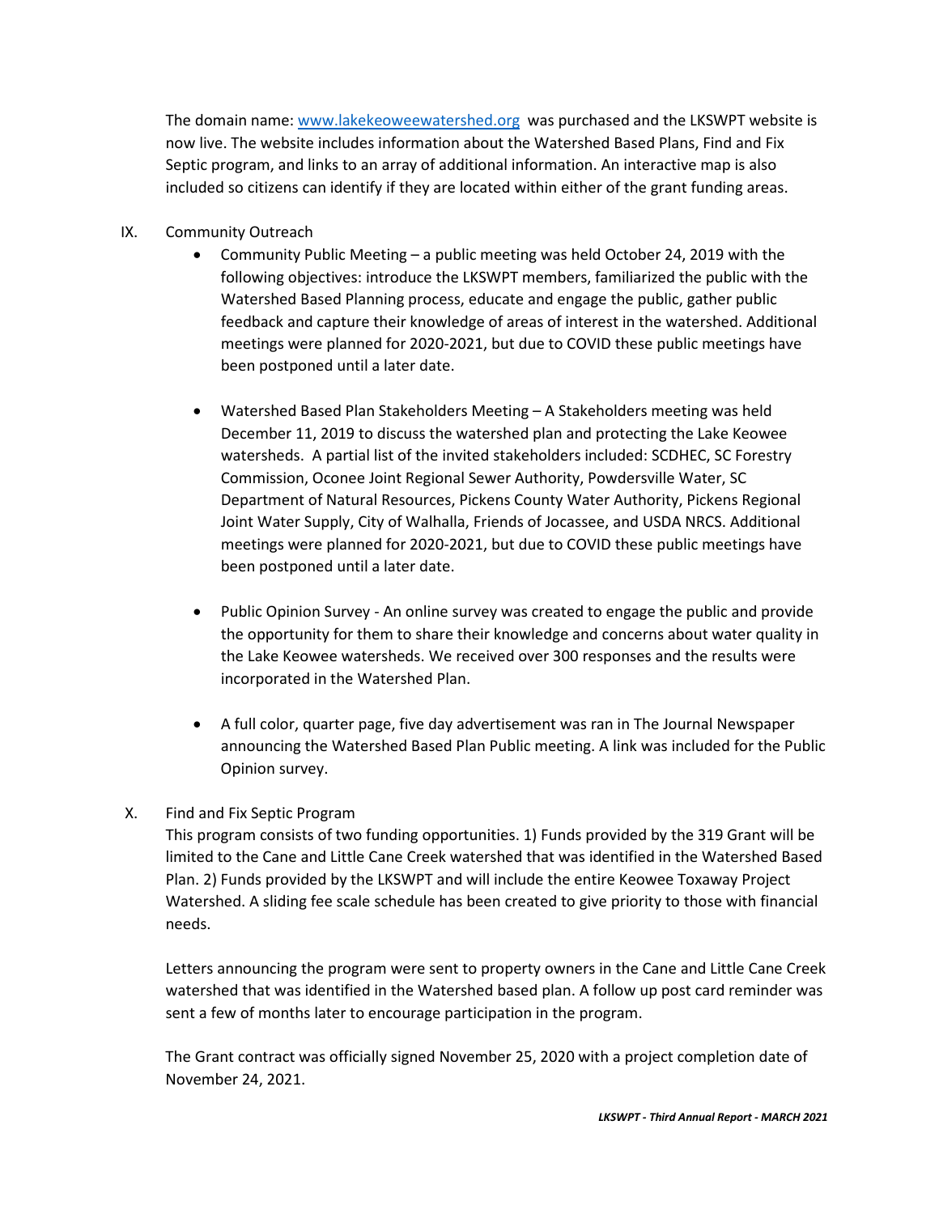The domain name: [www.lakekeoweewatershed.org](http://www.lakekeoweewatershed.org) was purchased and the LKSWPT website is now live. The website includes information about the Watershed Based Plans, Find and Fix Septic program, and links to an array of additional information. An interactive map is also included so citizens can identify if they are located within either of the grant funding areas.

IX. Community Outreach

- Community Public Meeting – a public meeting was held October 24, 2019 with the following objectives: introduce the LKSWPT members, familiarized the public with the Watershed Based Planning process, educate and engage the public, gather public feedback and capture their knowledge of areas of interest in the watershed. Additional meetings were planned for 2020-2021, but due to COVID these public meetings have been postponed until a later date.

- Watershed Based Plan Stakeholders Meeting – A Stakeholders meeting was held December 11, 2019 to discuss the watershed plan and protecting the Lake Keowee watersheds. A partial list of the invited stakeholders included: SCDHEC, SC Forestry Commission, Oconee Joint Regional Sewer Authority, Powdersville Water, SC Department of Natural Resources, Pickens County Water Authority, Pickens Regional Joint Water Supply, City of Walhalla, Friends of Jocassee, and USDA NRCS. Additional meetings were planned for 2020-2021, but due to COVID these public meetings have been postponed until a later date.

- Public Opinion Survey - An online survey was created to engage the public and provide the opportunity for them to share their knowledge and concerns about water quality in the Lake Keowee watersheds. We received over 300 responses and the results were incorporated in the Watershed Plan.

- A full color, quarter page, five day advertisement was ran in The Journal Newspaper announcing the Watershed Based Plan Public meeting. A link was included for the Public Opinion survey.

X. Find and Fix Septic Program

This program consists of two funding opportunities. 1) Funds provided by the 319 Grant will be limited to the Cane and Little Cane Creek watershed that was identified in the Watershed Based Plan. 2) Funds provided by the LKSWPT and will include the entire Keowee Toxaway Project Watershed. A sliding fee scale schedule has been created to give priority to those with financial needs.

Letters announcing the program were sent to property owners in the Cane and Little Cane Creek watershed that was identified in the Watershed based plan. A follow up post card reminder was sent a few of months later to encourage participation in the program.

The Grant contract was officially signed November 25, 2020 with a project completion date of November 24, 2021.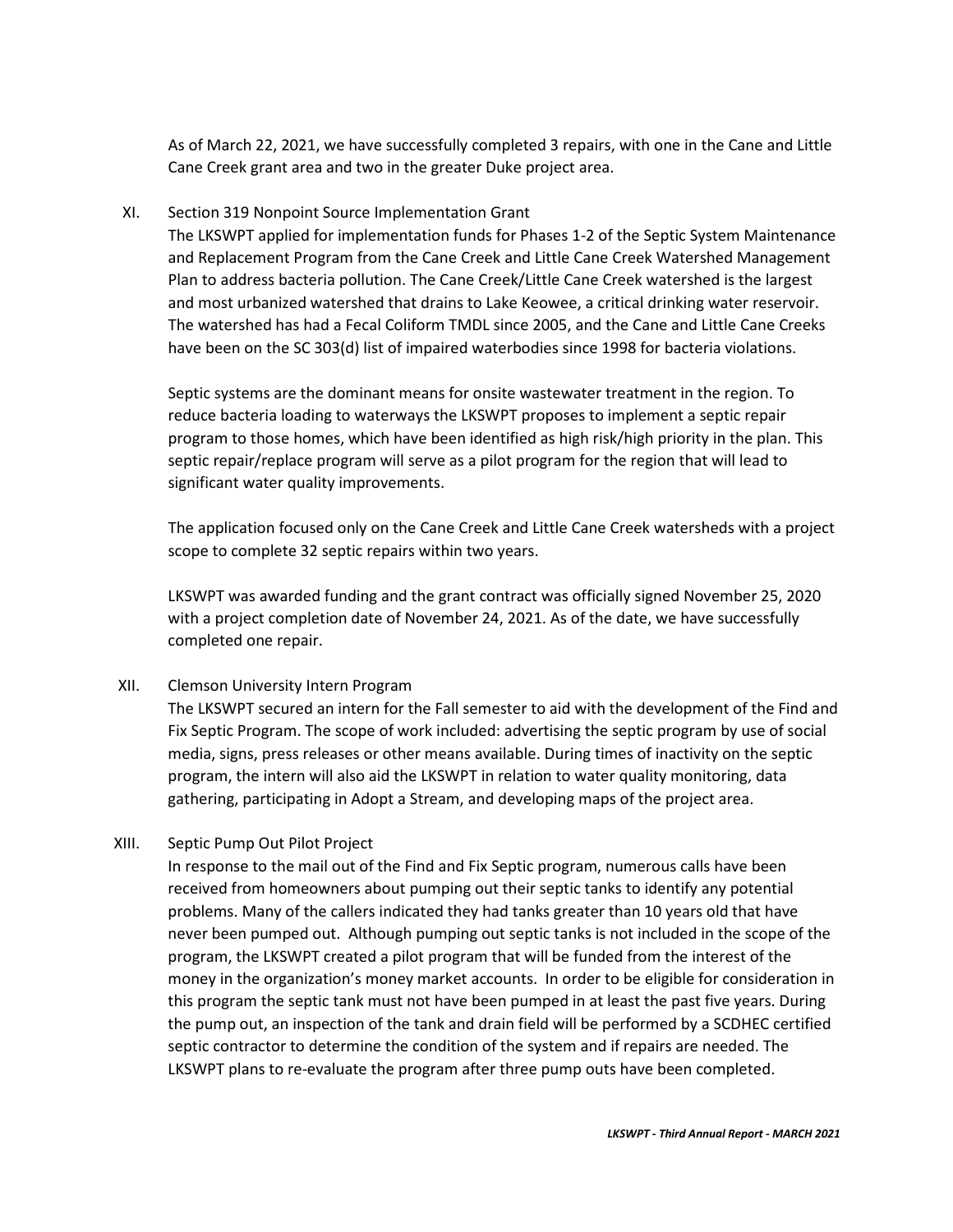As of March 22, 2021, we have successfully completed 3 repairs, with one in the Cane and Little Cane Creek grant area and two in the greater Duke project area.

XI. Section 319 Nonpoint Source Implementation Grant

The LKSWPT applied for implementation funds for Phases 1-2 of the Septic System Maintenance and Replacement Program from the Cane Creek and Little Cane Creek Watershed Management Plan to address bacteria pollution. The Cane Creek/Little Cane Creek watershed is the largest and most urbanized watershed that drains to Lake Keowee, a critical drinking water reservoir. The watershed has had a Fecal Coliform TMDL since 2005, and the Cane and Little Cane Creeks have been on the SC 303(d) list of impaired waterbodies since 1998 for bacteria violations.

Septic systems are the dominant means for onsite wastewater treatment in the region. To reduce bacteria loading to waterways the LKSWPT proposes to implement a septic repair program to those homes, which have been identified as high risk/high priority in the plan. This septic repair/replace program will serve as a pilot program for the region that will lead to significant water quality improvements.

The application focused only on the Cane Creek and Little Cane Creek watersheds with a project scope to complete 32 septic repairs within two years.

LKSWPT was awarded funding and the grant contract was officially signed November 25, 2020 with a project completion date of November 24, 2021. As of the date, we have successfully completed one repair.

XII. Clemson University Intern Program

The LKSWPT secured an intern for the Fall semester to aid with the development of the Find and Fix Septic Program. The scope of work included: advertising the septic program by use of social media, signs, press releases or other means available. During times of inactivity on the septic program, the intern will also aid the LKSWPT in relation to water quality monitoring, data gathering, participating in Adopt a Stream, and developing maps of the project area.

XIII. Septic Pump Out Pilot Project

In response to the mail out of the Find and Fix Septic program, numerous calls have been received from homeowners about pumping out their septic tanks to identify any potential problems. Many of the callers indicated they had tanks greater than 10 years old that have never been pumped out. Although pumping out septic tanks is not included in the scope of the program, the LKSWPT created a pilot program that will be funded from the interest of the money in the organization's money market accounts. In order to be eligible for consideration in this program the septic tank must not have been pumped in at least the past five years. During the pump out, an inspection of the tank and drain field will be performed by a SCDHEC certified septic contractor to determine the condition of the system and if repairs are needed. The LKSWPT plans to re-evaluate the program after three pump outs have been completed.